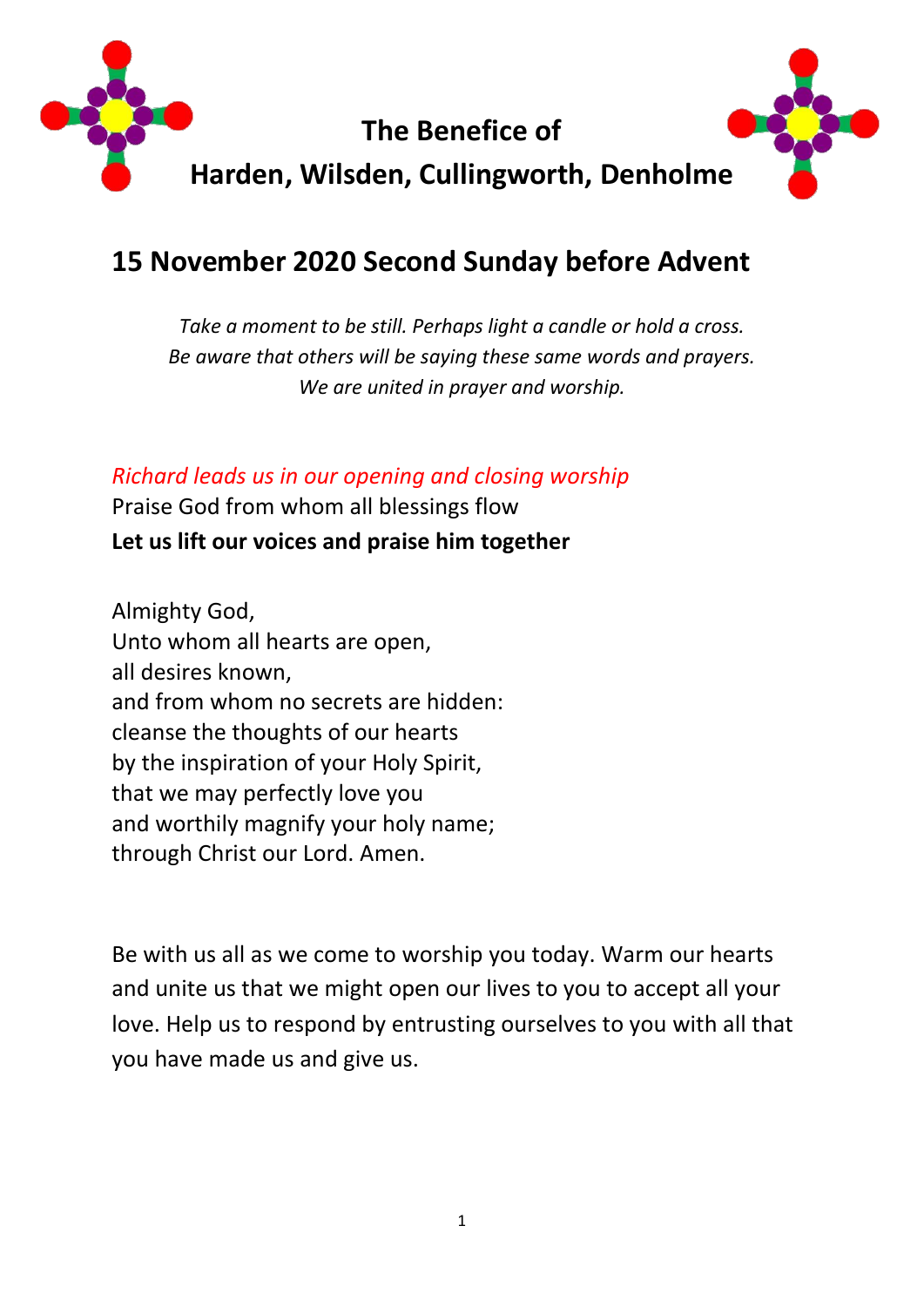# The Benefice of
# Harden, Wilsden, Cullingworth, Denholme

## 15 November 2020 Second Sunday before Advent

*Take a moment to be still. Perhaps light a candle or hold a cross.*
*Be aware that others will be saying these same words and prayers.*
*We are united in prayer and worship.*

*Richard leads us in our opening and closing worship*

Praise God from whom all blessings flow
**Let us lift our voices and praise him together**

Almighty God,
Unto whom all hearts are open,
all desires known,
and from whom no secrets are hidden:
cleanse the thoughts of our hearts
by the inspiration of your Holy Spirit,
that we may perfectly love you
and worthily magnify your holy name;
through Christ our Lord. Amen.

Be with us all as we come to worship you today. Warm our hearts and unite us that we might open our lives to you to accept all your love. Help us to respond by entrusting ourselves to you with all that you have made us and give us.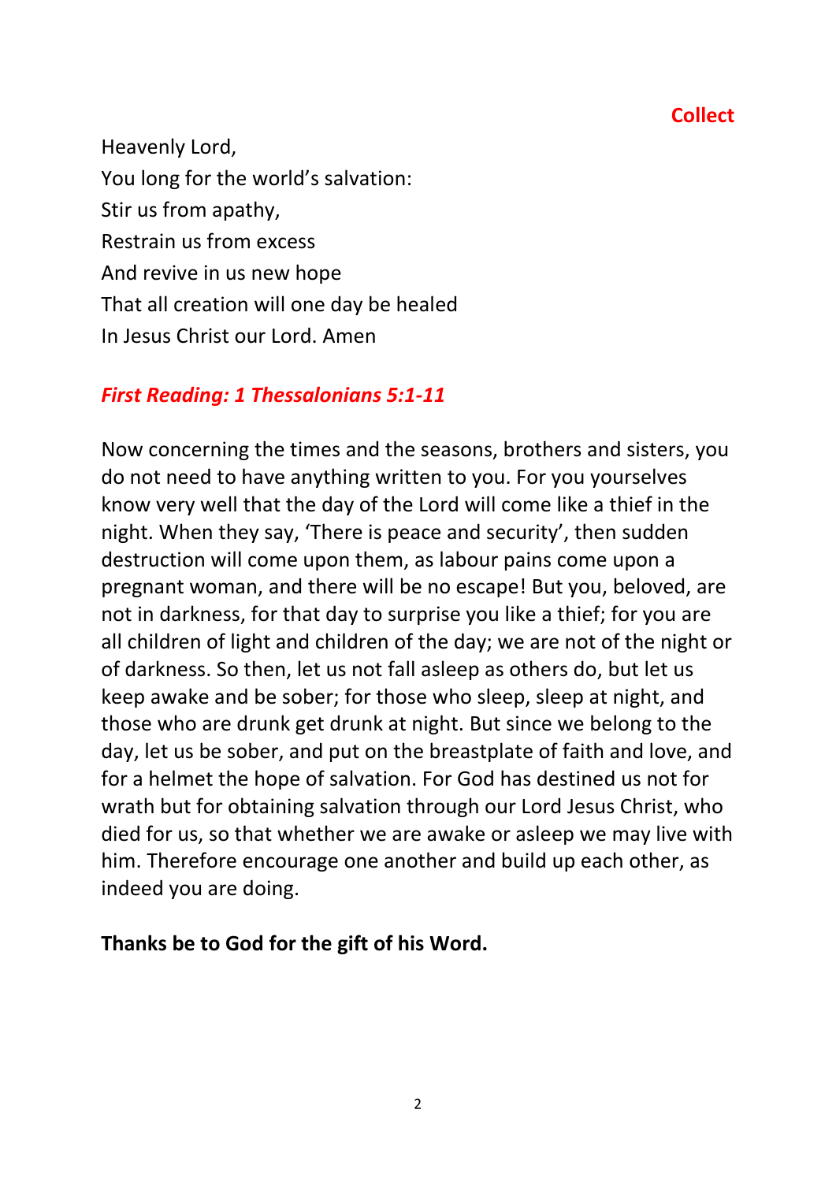## Collect

Heavenly Lord,
You long for the world's salvation:
Stir us from apathy,
Restrain us from excess
And revive in us new hope
That all creation will one day be healed
In Jesus Christ our Lord. Amen

### *First Reading: 1 Thessalonians 5:1-11*

Now concerning the times and the seasons, brothers and sisters, you do not need to have anything written to you. For you yourselves know very well that the day of the Lord will come like a thief in the night. When they say, 'There is peace and security', then sudden destruction will come upon them, as labour pains come upon a pregnant woman, and there will be no escape! But you, beloved, are not in darkness, for that day to surprise you like a thief; for you are all children of light and children of the day; we are not of the night or of darkness. So then, let us not fall asleep as others do, but let us keep awake and be sober; for those who sleep, sleep at night, and those who are drunk get drunk at night. But since we belong to the day, let us be sober, and put on the breastplate of faith and love, and for a helmet the hope of salvation. For God has destined us not for wrath but for obtaining salvation through our Lord Jesus Christ, who died for us, so that whether we are awake or asleep we may live with him. Therefore encourage one another and build up each other, as indeed you are doing.

**Thanks be to God for the gift of his Word.**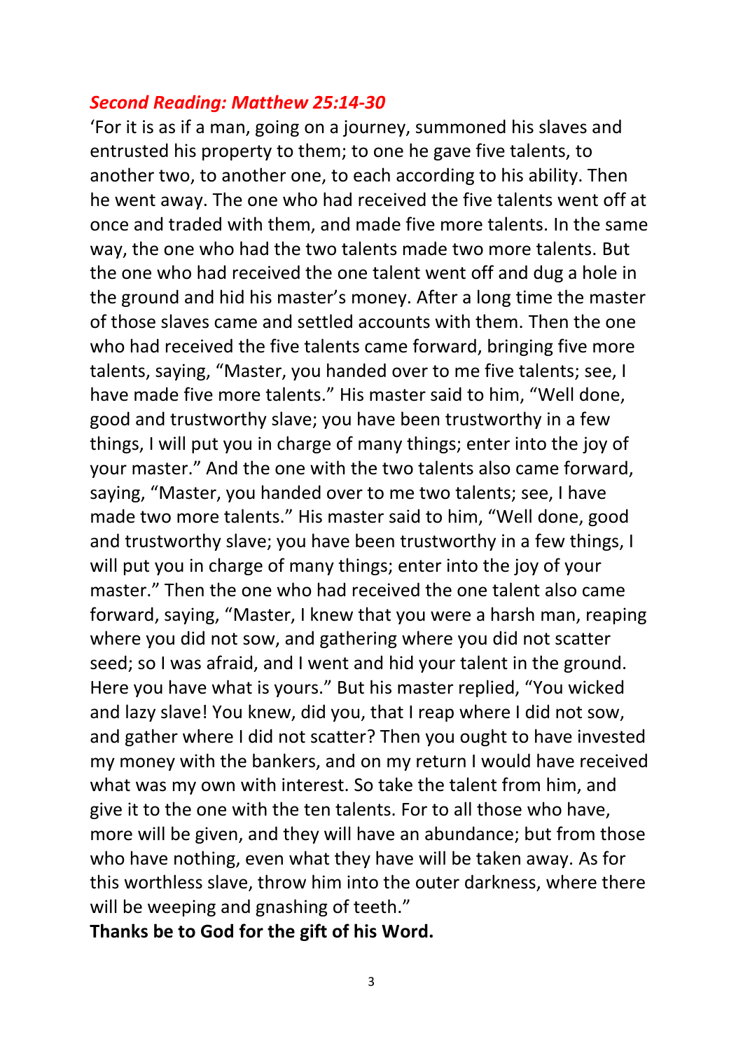***Second Reading: Matthew 25:14-30***

'For it is as if a man, going on a journey, summoned his slaves and entrusted his property to them; to one he gave five talents, to another two, to another one, to each according to his ability. Then he went away. The one who had received the five talents went off at once and traded with them, and made five more talents. In the same way, the one who had the two talents made two more talents. But the one who had received the one talent went off and dug a hole in the ground and hid his master's money. After a long time the master of those slaves came and settled accounts with them. Then the one who had received the five talents came forward, bringing five more talents, saying, "Master, you handed over to me five talents; see, I have made five more talents." His master said to him, "Well done, good and trustworthy slave; you have been trustworthy in a few things, I will put you in charge of many things; enter into the joy of your master." And the one with the two talents also came forward, saying, "Master, you handed over to me two talents; see, I have made two more talents." His master said to him, "Well done, good and trustworthy slave; you have been trustworthy in a few things, I will put you in charge of many things; enter into the joy of your master." Then the one who had received the one talent also came forward, saying, "Master, I knew that you were a harsh man, reaping where you did not sow, and gathering where you did not scatter seed; so I was afraid, and I went and hid your talent in the ground. Here you have what is yours." But his master replied, "You wicked and lazy slave! You knew, did you, that I reap where I did not sow, and gather where I did not scatter? Then you ought to have invested my money with the bankers, and on my return I would have received what was my own with interest. So take the talent from him, and give it to the one with the ten talents. For to all those who have, more will be given, and they will have an abundance; but from those who have nothing, even what they have will be taken away. As for this worthless slave, throw him into the outer darkness, where there will be weeping and gnashing of teeth."

**Thanks be to God for the gift of his Word.**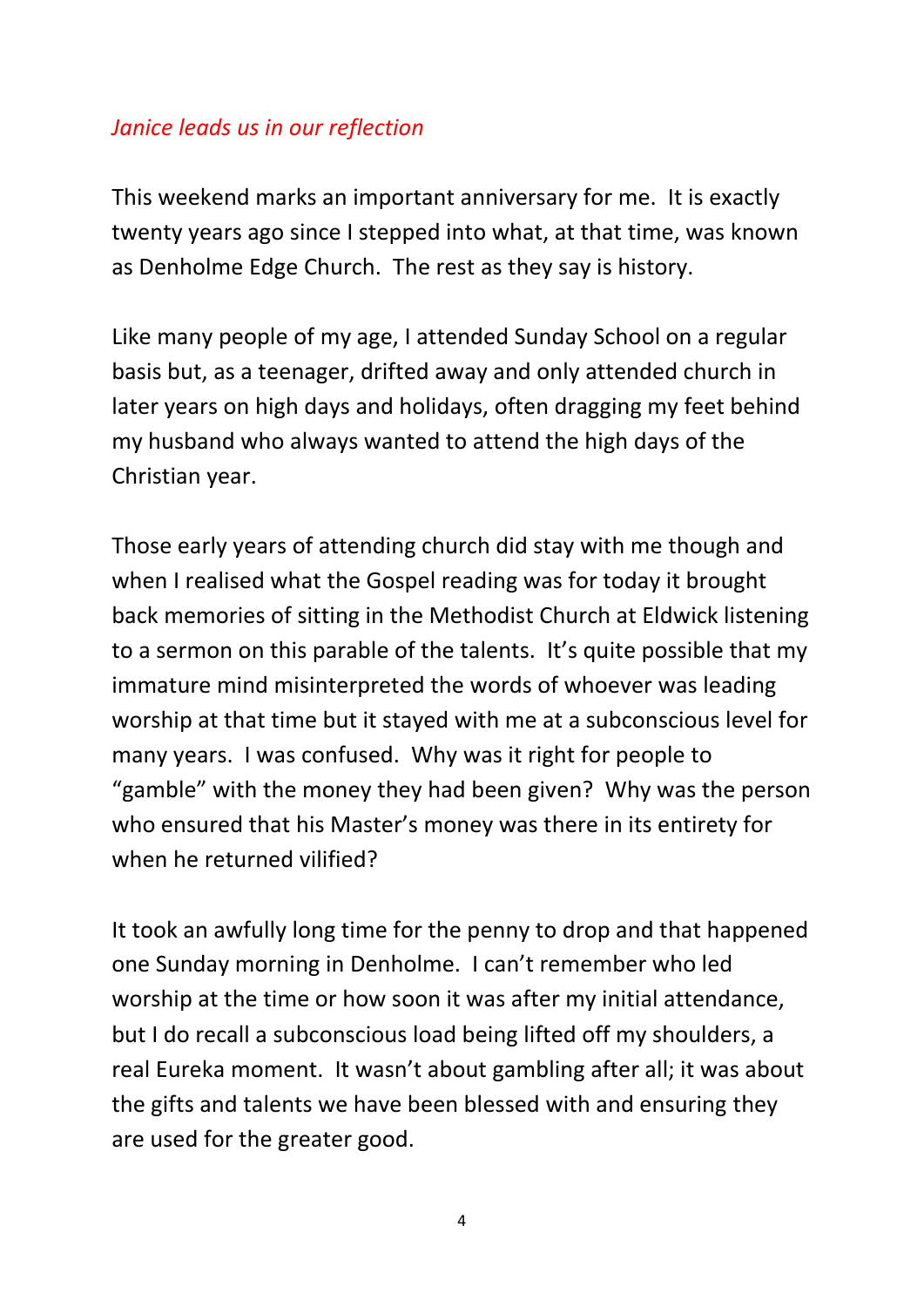*Janice leads us in our reflection*

This weekend marks an important anniversary for me. It is exactly twenty years ago since I stepped into what, at that time, was known as Denholme Edge Church. The rest as they say is history.

Like many people of my age, I attended Sunday School on a regular basis but, as a teenager, drifted away and only attended church in later years on high days and holidays, often dragging my feet behind my husband who always wanted to attend the high days of the Christian year.

Those early years of attending church did stay with me though and when I realised what the Gospel reading was for today it brought back memories of sitting in the Methodist Church at Eldwick listening to a sermon on this parable of the talents. It's quite possible that my immature mind misinterpreted the words of whoever was leading worship at that time but it stayed with me at a subconscious level for many years. I was confused. Why was it right for people to "gamble" with the money they had been given? Why was the person who ensured that his Master's money was there in its entirety for when he returned vilified?

It took an awfully long time for the penny to drop and that happened one Sunday morning in Denholme. I can't remember who led worship at the time or how soon it was after my initial attendance, but I do recall a subconscious load being lifted off my shoulders, a real Eureka moment. It wasn't about gambling after all; it was about the gifts and talents we have been blessed with and ensuring they are used for the greater good.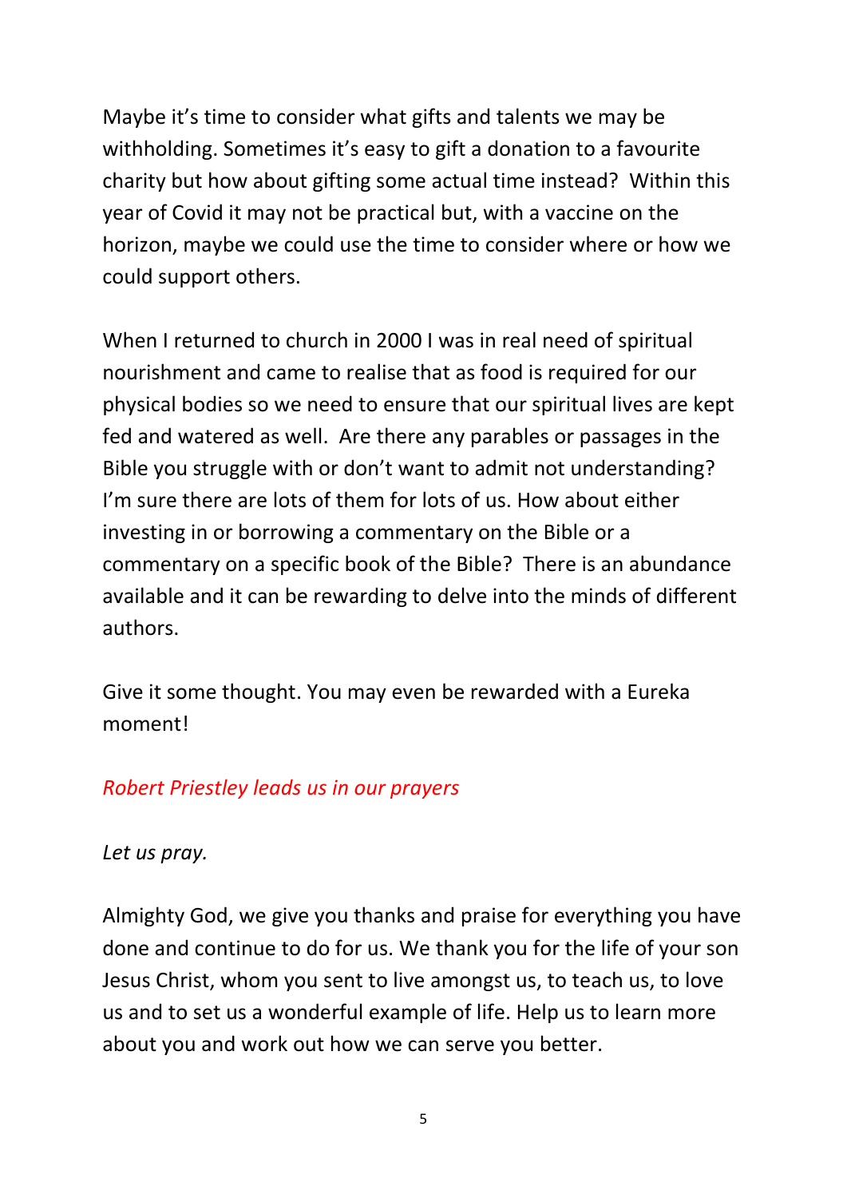Maybe it's time to consider what gifts and talents we may be withholding. Sometimes it's easy to gift a donation to a favourite charity but how about gifting some actual time instead? Within this year of Covid it may not be practical but, with a vaccine on the horizon, maybe we could use the time to consider where or how we could support others.

When I returned to church in 2000 I was in real need of spiritual nourishment and came to realise that as food is required for our physical bodies so we need to ensure that our spiritual lives are kept fed and watered as well. Are there any parables or passages in the Bible you struggle with or don't want to admit not understanding? I'm sure there are lots of them for lots of us. How about either investing in or borrowing a commentary on the Bible or a commentary on a specific book of the Bible? There is an abundance available and it can be rewarding to delve into the minds of different authors.

Give it some thought. You may even be rewarded with a Eureka moment!

*Robert Priestley leads us in our prayers*

*Let us pray.*

Almighty God, we give you thanks and praise for everything you have done and continue to do for us. We thank you for the life of your son Jesus Christ, whom you sent to live amongst us, to teach us, to love us and to set us a wonderful example of life. Help us to learn more about you and work out how we can serve you better.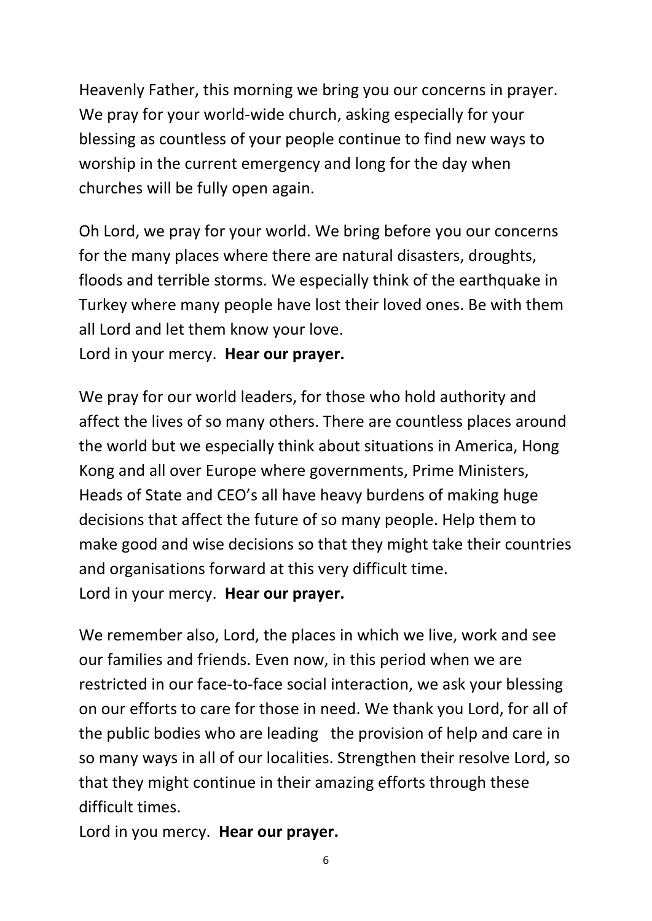Heavenly Father, this morning we bring you our concerns in prayer. We pray for your world-wide church, asking especially for your blessing as countless of your people continue to find new ways to worship in the current emergency and long for the day when churches will be fully open again.

Oh Lord, we pray for your world. We bring before you our concerns for the many places where there are natural disasters, droughts, floods and terrible storms. We especially think of the earthquake in Turkey where many people have lost their loved ones. Be with them all Lord and let them know your love.
Lord in your mercy. **Hear our prayer.**

We pray for our world leaders, for those who hold authority and affect the lives of so many others. There are countless places around the world but we especially think about situations in America, Hong Kong and all over Europe where governments, Prime Ministers, Heads of State and CEO's all have heavy burdens of making huge decisions that affect the future of so many people. Help them to make good and wise decisions so that they might take their countries and organisations forward at this very difficult time.
Lord in your mercy. **Hear our prayer.**

We remember also, Lord, the places in which we live, work and see our families and friends. Even now, in this period when we are restricted in our face-to-face social interaction, we ask your blessing on our efforts to care for those in need. We thank you Lord, for all of the public bodies who are leading the provision of help and care in so many ways in all of our localities. Strengthen their resolve Lord, so that they might continue in their amazing efforts through these difficult times.
Lord in you mercy. **Hear our prayer.**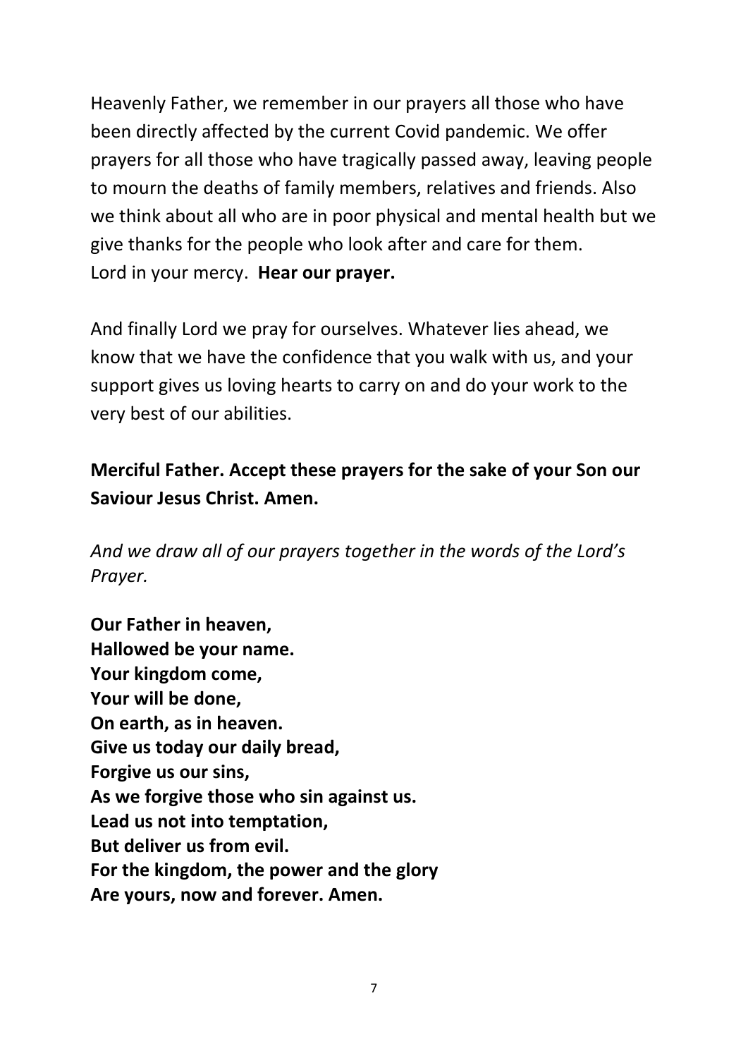Heavenly Father, we remember in our prayers all those who have been directly affected by the current Covid pandemic. We offer prayers for all those who have tragically passed away, leaving people to mourn the deaths of family members, relatives and friends. Also we think about all who are in poor physical and mental health but we give thanks for the people who look after and care for them.
Lord in your mercy. **Hear our prayer.**

And finally Lord we pray for ourselves. Whatever lies ahead, we know that we have the confidence that you walk with us, and your support gives us loving hearts to carry on and do your work to the very best of our abilities.

**Merciful Father. Accept these prayers for the sake of your Son our Saviour Jesus Christ. Amen.**

*And we draw all of our prayers together in the words of the Lord's Prayer.*

**Our Father in heaven,**
**Hallowed be your name.**
**Your kingdom come,**
**Your will be done,**
**On earth, as in heaven.**
**Give us today our daily bread,**
**Forgive us our sins,**
**As we forgive those who sin against us.**
**Lead us not into temptation,**
**But deliver us from evil.**
**For the kingdom, the power and the glory**
**Are yours, now and forever. Amen.**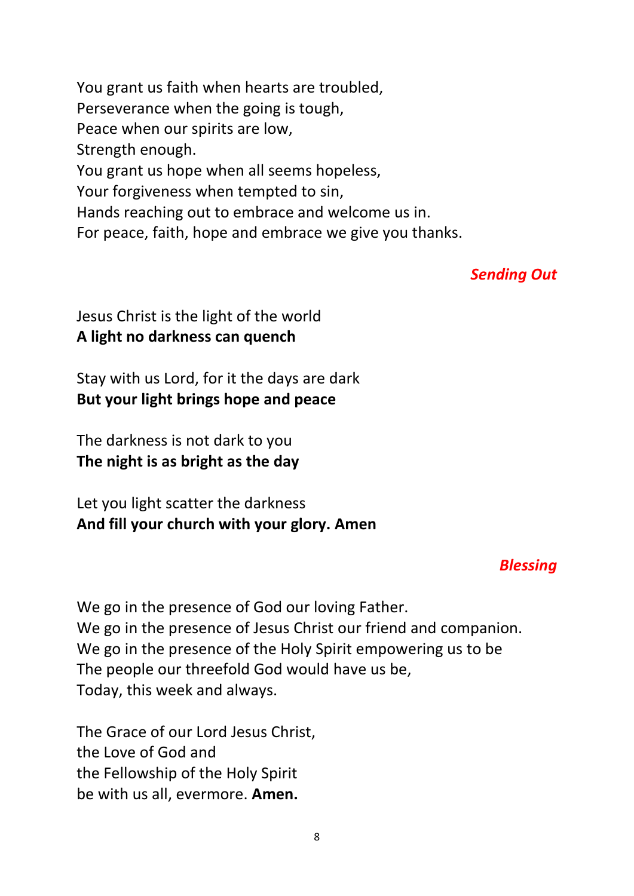You grant us faith when hearts are troubled,  
Perseverance when the going is tough,  
Peace when our spirits are low,  
Strength enough.  
You grant us hope when all seems hopeless,  
Your forgiveness when tempted to sin,  
Hands reaching out to embrace and welcome us in.  
For peace, faith, hope and embrace we give you thanks.

### *Sending Out*

Jesus Christ is the light of the world  
**A light no darkness can quench**

Stay with us Lord, for it the days are dark  
**But your light brings hope and peace**

The darkness is not dark to you  
**The night is as bright as the day**

Let you light scatter the darkness  
**And fill your church with your glory. Amen**

### *Blessing*

We go in the presence of God our loving Father.  
We go in the presence of Jesus Christ our friend and companion.  
We go in the presence of the Holy Spirit empowering us to be  
The people our threefold God would have us be,  
Today, this week and always.

The Grace of our Lord Jesus Christ,  
the Love of God and  
the Fellowship of the Holy Spirit  
be with us all, evermore. **Amen.**